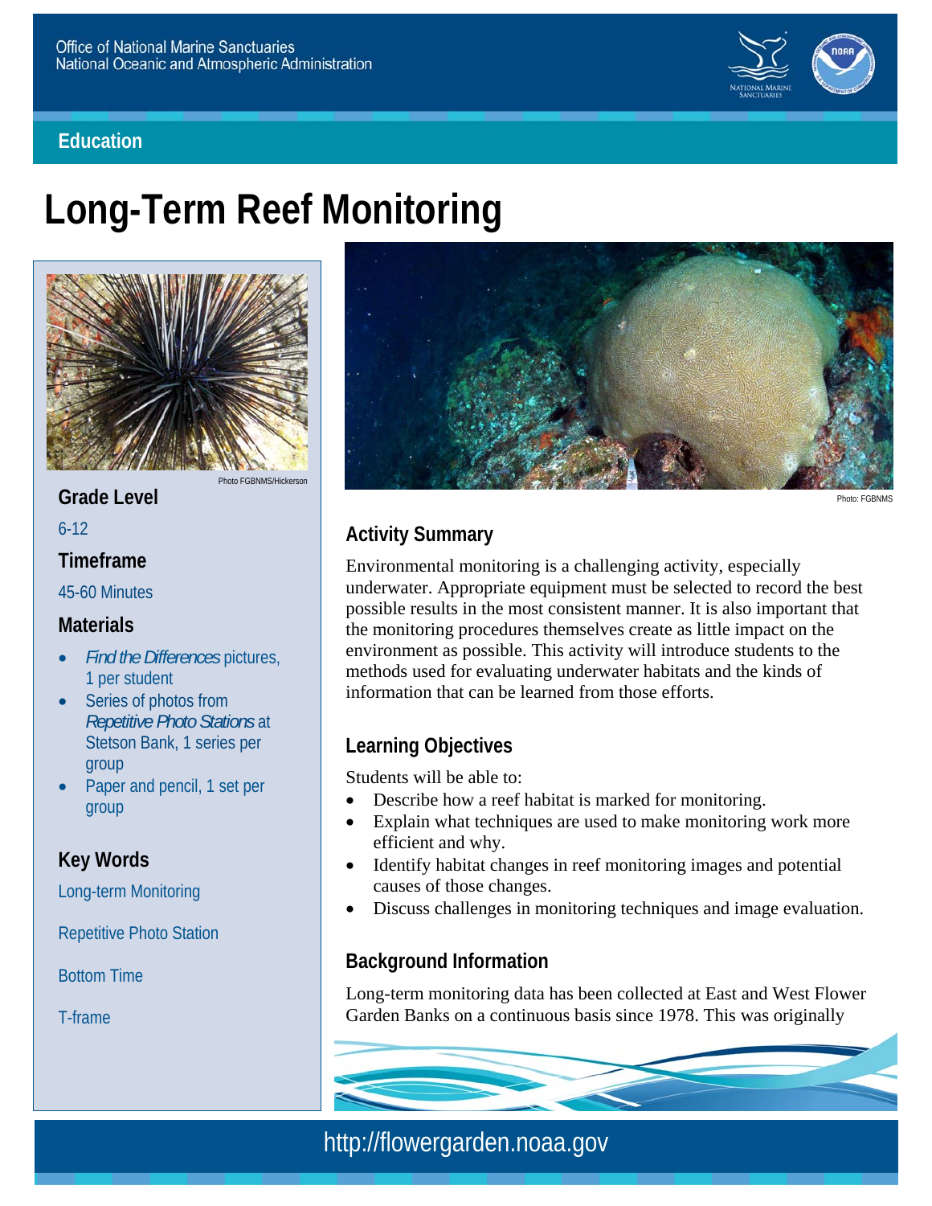Office of National Marine Sanctuaries
National Oceanic and Atmospheric Administration

Education

# Long-Term Reef Monitoring

Photo FGBNMS/Hickerson

Photo: FGBNMS

### Grade Level

6-12

### Timeframe

45-60 Minutes

### Materials

- *Find the Differences* pictures, 1 per student
- Series of photos from *Repetitive Photo Stations* at Stetson Bank, 1 series per group
- Paper and pencil, 1 set per group

### Key Words

Long-term Monitoring

Repetitive Photo Station

Bottom Time

T-frame

## Activity Summary

Environmental monitoring is a challenging activity, especially underwater. Appropriate equipment must be selected to record the best possible results in the most consistent manner. It is also important that the monitoring procedures themselves create as little impact on the environment as possible. This activity will introduce students to the methods used for evaluating underwater habitats and the kinds of information that can be learned from those efforts.

## Learning Objectives

Students will be able to:

- Describe how a reef habitat is marked for monitoring.
- Explain what techniques are used to make monitoring work more efficient and why.
- Identify habitat changes in reef monitoring images and potential causes of those changes.
- Discuss challenges in monitoring techniques and image evaluation.

## Background Information

Long-term monitoring data has been collected at East and West Flower Garden Banks on a continuous basis since 1978. This was originally

http://flowergarden.noaa.gov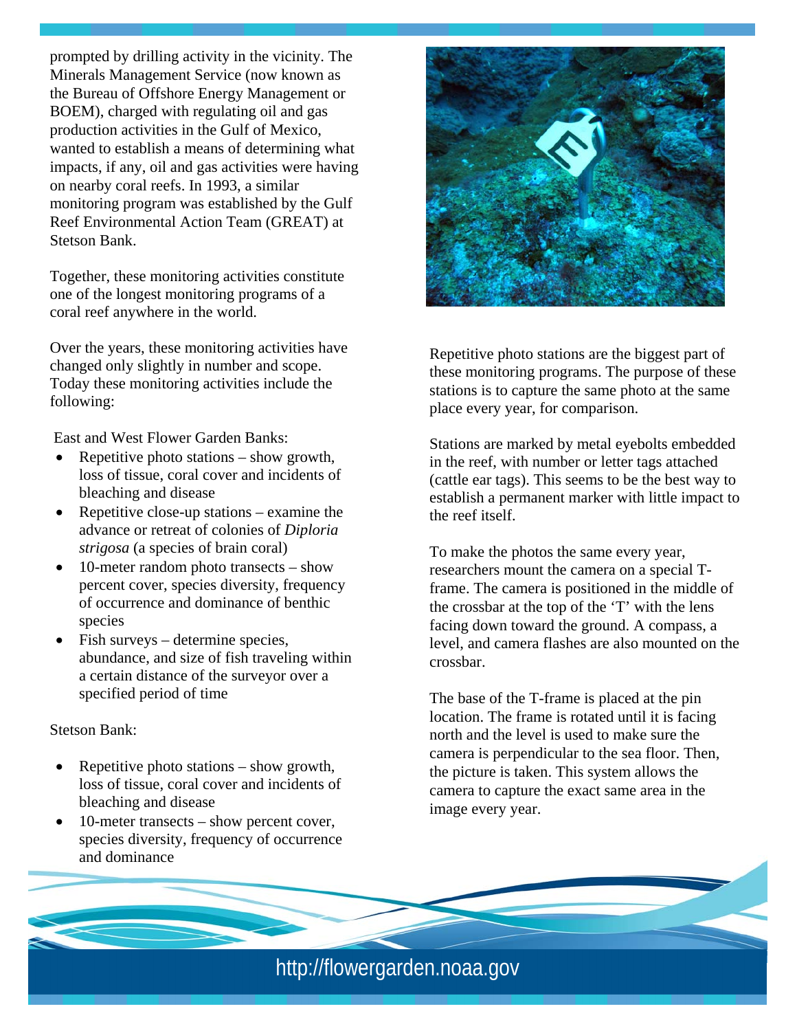prompted by drilling activity in the vicinity. The Minerals Management Service (now known as the Bureau of Offshore Energy Management or BOEM), charged with regulating oil and gas production activities in the Gulf of Mexico, wanted to establish a means of determining what impacts, if any, oil and gas activities were having on nearby coral reefs. In 1993, a similar monitoring program was established by the Gulf Reef Environmental Action Team (GREAT) at Stetson Bank.

Together, these monitoring activities constitute one of the longest monitoring programs of a coral reef anywhere in the world.

Over the years, these monitoring activities have changed only slightly in number and scope. Today these monitoring activities include the following:

East and West Flower Garden Banks:

- Repetitive photo stations – show growth, loss of tissue, coral cover and incidents of bleaching and disease
- Repetitive close-up stations – examine the advance or retreat of colonies of *Diploria strigosa* (a species of brain coral)
- 10-meter random photo transects – show percent cover, species diversity, frequency of occurrence and dominance of benthic species
- Fish surveys – determine species, abundance, and size of fish traveling within a certain distance of the surveyor over a specified period of time

Stetson Bank:

- Repetitive photo stations – show growth, loss of tissue, coral cover and incidents of bleaching and disease
- 10-meter transects – show percent cover, species diversity, frequency of occurrence and dominance

Repetitive photo stations are the biggest part of these monitoring programs. The purpose of these stations is to capture the same photo at the same place every year, for comparison.

Stations are marked by metal eyebolts embedded in the reef, with number or letter tags attached (cattle ear tags). This seems to be the best way to establish a permanent marker with little impact to the reef itself.

To make the photos the same every year, researchers mount the camera on a special T-frame. The camera is positioned in the middle of the crossbar at the top of the 'T' with the lens facing down toward the ground. A compass, a level, and camera flashes are also mounted on the crossbar.

The base of the T-frame is placed at the pin location. The frame is rotated until it is facing north and the level is used to make sure the camera is perpendicular to the sea floor. Then, the picture is taken. This system allows the camera to capture the exact same area in the image every year.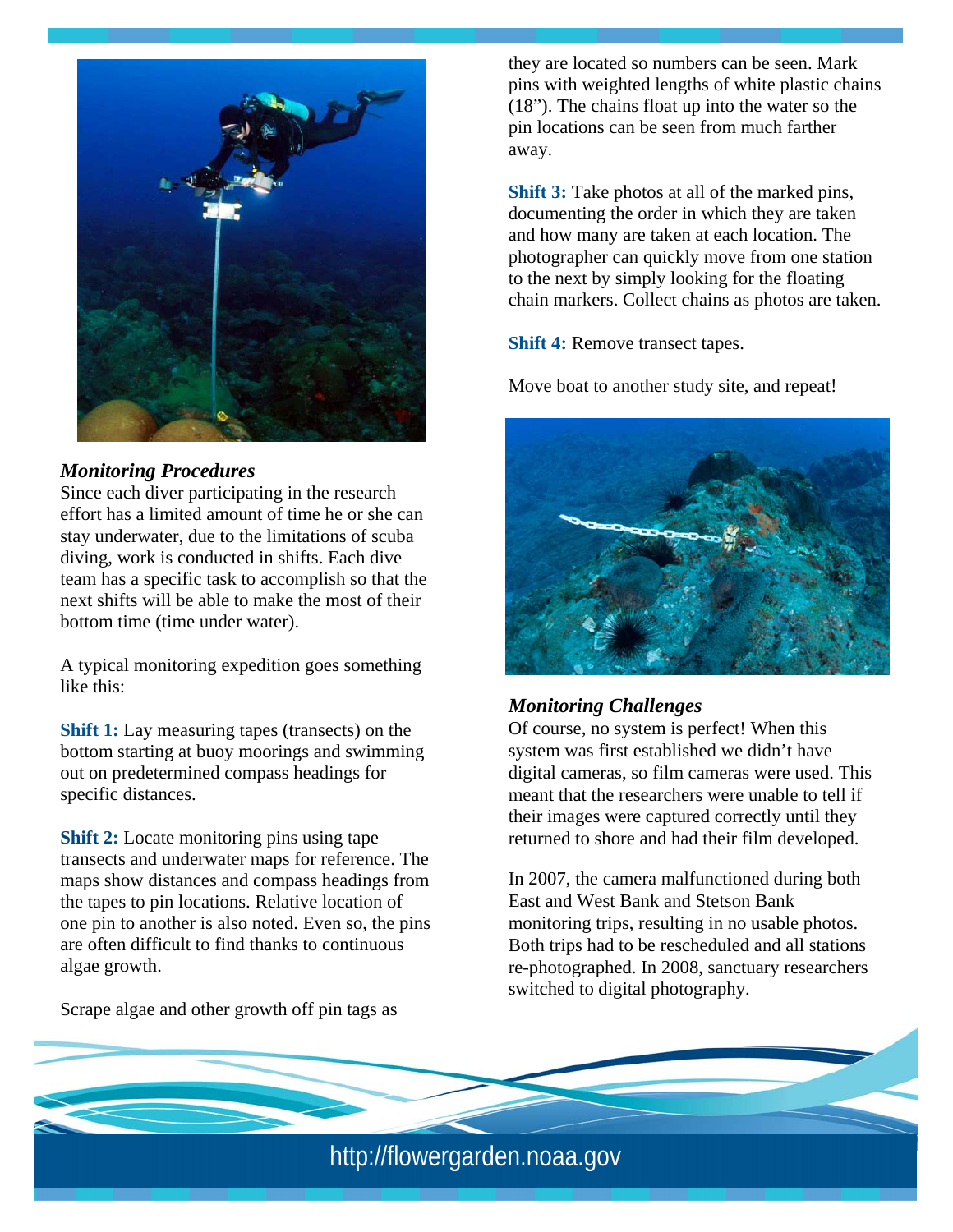### *Monitoring Procedures*

Since each diver participating in the research effort has a limited amount of time he or she can stay underwater, due to the limitations of scuba diving, work is conducted in shifts. Each dive team has a specific task to accomplish so that the next shifts will be able to make the most of their bottom time (time under water).

A typical monitoring expedition goes something like this:

**Shift 1:** Lay measuring tapes (transects) on the bottom starting at buoy moorings and swimming out on predetermined compass headings for specific distances.

**Shift 2:** Locate monitoring pins using tape transects and underwater maps for reference. The maps show distances and compass headings from the tapes to pin locations. Relative location of one pin to another is also noted. Even so, the pins are often difficult to find thanks to continuous algae growth.

Scrape algae and other growth off pin tags as they are located so numbers can be seen. Mark pins with weighted lengths of white plastic chains (18"). The chains float up into the water so the pin locations can be seen from much farther away.

**Shift 3:** Take photos at all of the marked pins, documenting the order in which they are taken and how many are taken at each location. The photographer can quickly move from one station to the next by simply looking for the floating chain markers. Collect chains as photos are taken.

**Shift 4:** Remove transect tapes.

Move boat to another study site, and repeat!

### *Monitoring Challenges*

Of course, no system is perfect! When this system was first established we didn't have digital cameras, so film cameras were used. This meant that the researchers were unable to tell if their images were captured correctly until they returned to shore and had their film developed.

In 2007, the camera malfunctioned during both East and West Bank and Stetson Bank monitoring trips, resulting in no usable photos. Both trips had to be rescheduled and all stations re-photographed. In 2008, sanctuary researchers switched to digital photography.

http://flowergarden.noaa.gov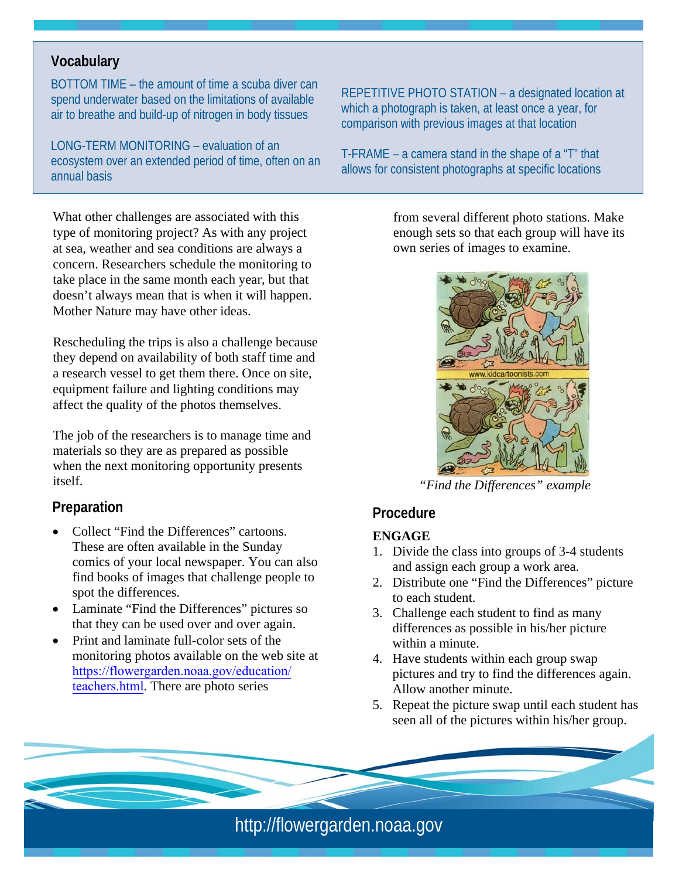## Vocabulary

BOTTOM TIME – the amount of time a scuba diver can spend underwater based on the limitations of available air to breathe and build-up of nitrogen in body tissues

LONG-TERM MONITORING – evaluation of an ecosystem over an extended period of time, often on an annual basis

REPETITIVE PHOTO STATION – a designated location at which a photograph is taken, at least once a year, for comparison with previous images at that location

T-FRAME – a camera stand in the shape of a "T" that allows for consistent photographs at specific locations

What other challenges are associated with this type of monitoring project? As with any project at sea, weather and sea conditions are always a concern. Researchers schedule the monitoring to take place in the same month each year, but that doesn't always mean that is when it will happen. Mother Nature may have other ideas.

Rescheduling the trips is also a challenge because they depend on availability of both staff time and a research vessel to get them there. Once on site, equipment failure and lighting conditions may affect the quality of the photos themselves.

The job of the researchers is to manage time and materials so they are as prepared as possible when the next monitoring opportunity presents itself.

## Preparation

- Collect "Find the Differences" cartoons. These are often available in the Sunday comics of your local newspaper. You can also find books of images that challenge people to spot the differences.
- Laminate "Find the Differences" pictures so that they can be used over and over again.
- Print and laminate full-color sets of the monitoring photos available on the web site at https://flowergarden.noaa.gov/education/teachers.html. There are photo series from several different photo stations. Make enough sets so that each group will have its own series of images to examine.

*"Find the Differences" example*

## Procedure

**ENGAGE**

1. Divide the class into groups of 3-4 students and assign each group a work area.
2. Distribute one "Find the Differences" picture to each student.
3. Challenge each student to find as many differences as possible in his/her picture within a minute.
4. Have students within each group swap pictures and try to find the differences again. Allow another minute.
5. Repeat the picture swap until each student has seen all of the pictures within his/her group.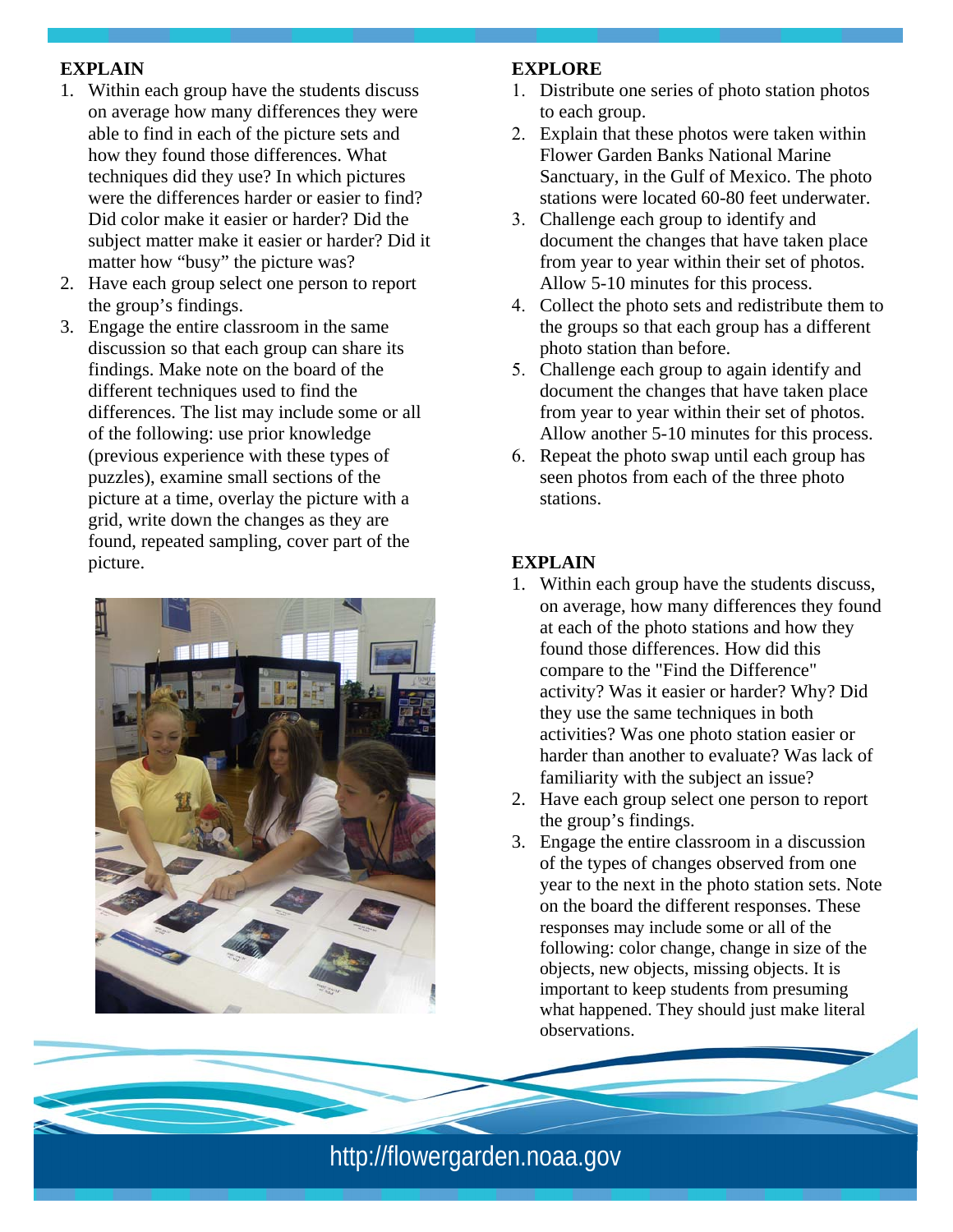## EXPLAIN

1. Within each group have the students discuss on average how many differences they were able to find in each of the picture sets and how they found those differences. What techniques did they use? In which pictures were the differences harder or easier to find? Did color make it easier or harder? Did the subject matter make it easier or harder? Did it matter how "busy" the picture was?
2. Have each group select one person to report the group's findings.
3. Engage the entire classroom in the same discussion so that each group can share its findings. Make note on the board of the different techniques used to find the differences. The list may include some or all of the following: use prior knowledge (previous experience with these types of puzzles), examine small sections of the picture at a time, overlay the picture with a grid, write down the changes as they are found, repeated sampling, cover part of the picture.

## EXPLORE

1. Distribute one series of photo station photos to each group.
2. Explain that these photos were taken within Flower Garden Banks National Marine Sanctuary, in the Gulf of Mexico. The photo stations were located 60-80 feet underwater.
3. Challenge each group to identify and document the changes that have taken place from year to year within their set of photos. Allow 5-10 minutes for this process.
4. Collect the photo sets and redistribute them to the groups so that each group has a different photo station than before.
5. Challenge each group to again identify and document the changes that have taken place from year to year within their set of photos. Allow another 5-10 minutes for this process.
6. Repeat the photo swap until each group has seen photos from each of the three photo stations.

## EXPLAIN

1. Within each group have the students discuss, on average, how many differences they found at each of the photo stations and how they found those differences. How did this compare to the "Find the Difference" activity? Was it easier or harder? Why? Did they use the same techniques in both activities? Was one photo station easier or harder than another to evaluate? Was lack of familiarity with the subject an issue?
2. Have each group select one person to report the group's findings.
3. Engage the entire classroom in a discussion of the types of changes observed from one year to the next in the photo station sets. Note on the board the different responses. These responses may include some or all of the following: color change, change in size of the objects, new objects, missing objects. It is important to keep students from presuming what happened. They should just make literal observations.

http://flowergarden.noaa.gov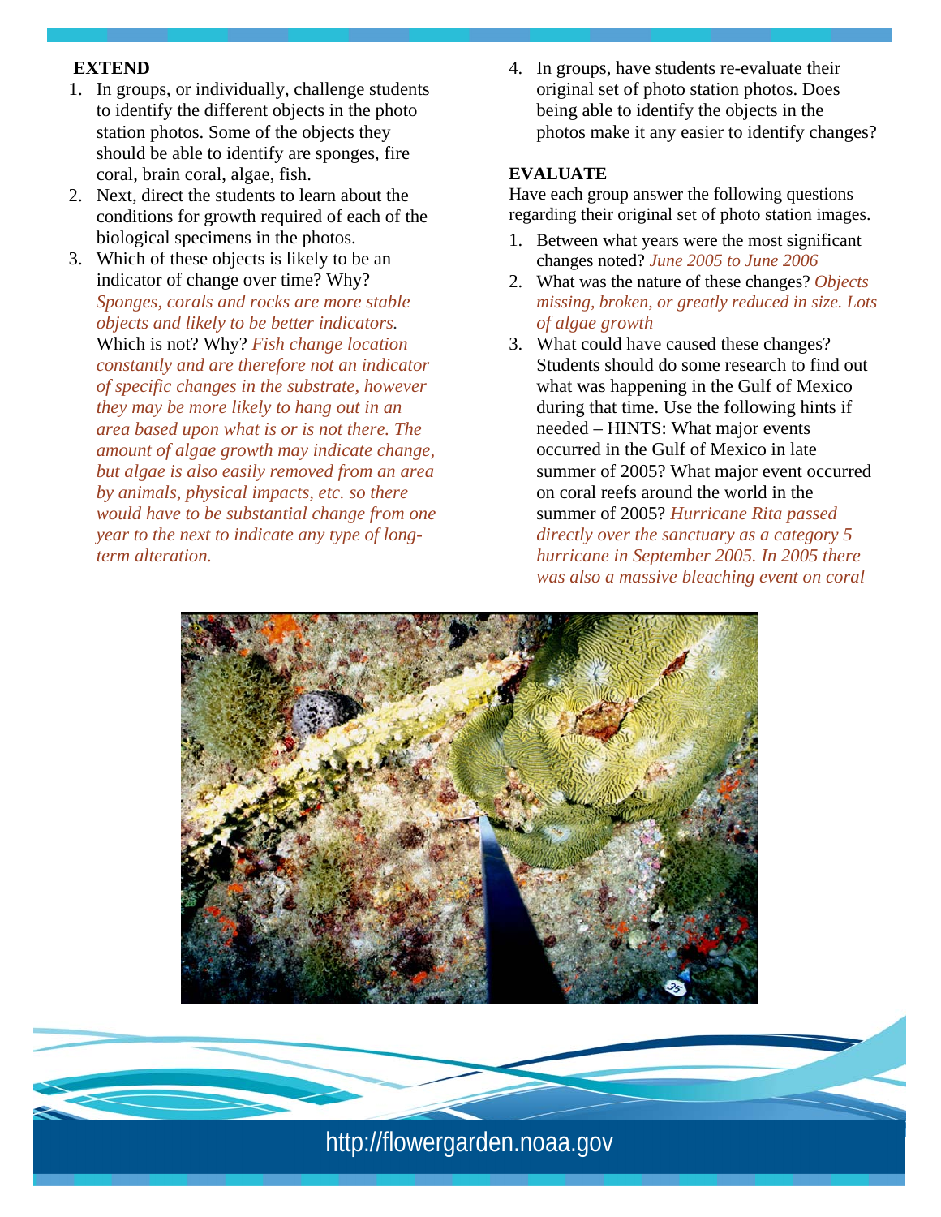**EXTEND**

1. In groups, or individually, challenge students to identify the different objects in the photo station photos. Some of the objects they should be able to identify are sponges, fire coral, brain coral, algae, fish.
2. Next, direct the students to learn about the conditions for growth required of each of the biological specimens in the photos.
3. Which of these objects is likely to be an indicator of change over time? Why? *Sponges, corals and rocks are more stable objects and likely to be better indicators.* Which is not? Why? *Fish change location constantly and are therefore not an indicator of specific changes in the substrate, however they may be more likely to hang out in an area based upon what is or is not there. The amount of algae growth may indicate change, but algae is also easily removed from an area by animals, physical impacts, etc. so there would have to be substantial change from one year to the next to indicate any type of long-term alteration.*
4. In groups, have students re-evaluate their original set of photo station photos. Does being able to identify the objects in the photos make it any easier to identify changes?

**EVALUATE**

Have each group answer the following questions regarding their original set of photo station images.

1. Between what years were the most significant changes noted? *June 2005 to June 2006*
2. What was the nature of these changes? *Objects missing, broken, or greatly reduced in size. Lots of algae growth*
3. What could have caused these changes? Students should do some research to find out what was happening in the Gulf of Mexico during that time. Use the following hints if needed – HINTS: What major events occurred in the Gulf of Mexico in late summer of 2005? What major event occurred on coral reefs around the world in the summer of 2005? *Hurricane Rita passed directly over the sanctuary as a category 5 hurricane in September 2005. In 2005 there was also a massive bleaching event on coral*

http://flowergarden.noaa.gov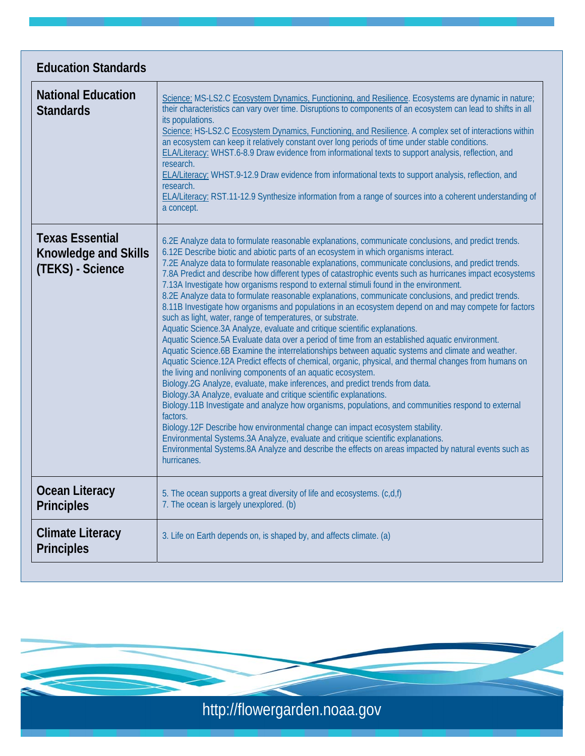## Education Standards

| | |
|---|---|
| **National Education Standards** | Science: MS-LS2.C Ecosystem Dynamics, Functioning, and Resilience. Ecosystems are dynamic in nature; their characteristics can vary over time. Disruptions to components of an ecosystem can lead to shifts in all its populations.<br>Science: HS-LS2.C Ecosystem Dynamics, Functioning, and Resilience. A complex set of interactions within an ecosystem can keep it relatively constant over long periods of time under stable conditions.<br>ELA/Literacy: WHST.6-8.9 Draw evidence from informational texts to support analysis, reflection, and research.<br>ELA/Literacy: WHST.9-12.9 Draw evidence from informational texts to support analysis, reflection, and research.<br>ELA/Literacy: RST.11-12.9 Synthesize information from a range of sources into a coherent understanding of a concept. |
| **Texas Essential Knowledge and Skills (TEKS) - Science** | 6.2E Analyze data to formulate reasonable explanations, communicate conclusions, and predict trends.<br>6.12E Describe biotic and abiotic parts of an ecosystem in which organisms interact.<br>7.2E Analyze data to formulate reasonable explanations, communicate conclusions, and predict trends.<br>7.8A Predict and describe how different types of catastrophic events such as hurricanes impact ecosystems<br>7.13A Investigate how organisms respond to external stimuli found in the environment.<br>8.2E Analyze data to formulate reasonable explanations, communicate conclusions, and predict trends.<br>8.11B Investigate how organisms and populations in an ecosystem depend on and may compete for factors such as light, water, range of temperatures, or substrate.<br>Aquatic Science.3A Analyze, evaluate and critique scientific explanations.<br>Aquatic Science.5A Evaluate data over a period of time from an established aquatic environment.<br>Aquatic Science.6B Examine the interrelationships between aquatic systems and climate and weather.<br>Aquatic Science.12A Predict effects of chemical, organic, physical, and thermal changes from humans on the living and nonliving components of an aquatic ecosystem.<br>Biology.2G Analyze, evaluate, make inferences, and predict trends from data.<br>Biology.3A Analyze, evaluate and critique scientific explanations.<br>Biology.11B Investigate and analyze how organisms, populations, and communities respond to external factors.<br>Biology.12F Describe how environmental change can impact ecosystem stability.<br>Environmental Systems.3A Analyze, evaluate and critique scientific explanations.<br>Environmental Systems.8A Analyze and describe the effects on areas impacted by natural events such as hurricanes. |
| **Ocean Literacy Principles** | 5. The ocean supports a great diversity of life and ecosystems. (c,d,f)<br>7. The ocean is largely unexplored. (b) |
| **Climate Literacy Principles** | 3. Life on Earth depends on, is shaped by, and affects climate. (a) |

http://flowergarden.noaa.gov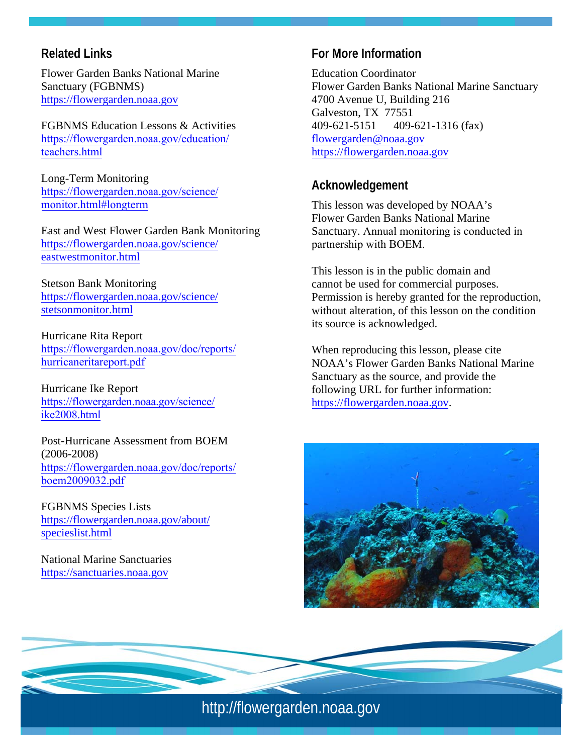## Related Links

Flower Garden Banks National Marine Sanctuary (FGBNMS)
https://flowergarden.noaa.gov

FGBNMS Education Lessons & Activities
https://flowergarden.noaa.gov/education/teachers.html

Long-Term Monitoring
https://flowergarden.noaa.gov/science/monitor.html#longterm

East and West Flower Garden Bank Monitoring
https://flowergarden.noaa.gov/science/eastwestmonitor.html

Stetson Bank Monitoring
https://flowergarden.noaa.gov/science/stetsonmonitor.html

Hurricane Rita Report
https://flowergarden.noaa.gov/doc/reports/hurricaneritareport.pdf

Hurricane Ike Report
https://flowergarden.noaa.gov/science/ike2008.html

Post-Hurricane Assessment from BOEM (2006-2008)
https://flowergarden.noaa.gov/doc/reports/boem2009032.pdf

FGBNMS Species Lists
https://flowergarden.noaa.gov/about/specieslist.html

National Marine Sanctuaries
https://sanctuaries.noaa.gov

## For More Information

Education Coordinator
Flower Garden Banks National Marine Sanctuary
4700 Avenue U, Building 216
Galveston, TX 77551
409-621-5151 409-621-1316 (fax)
flowergarden@noaa.gov
https://flowergarden.noaa.gov

## Acknowledgement

This lesson was developed by NOAA's Flower Garden Banks National Marine Sanctuary. Annual monitoring is conducted in partnership with BOEM.

This lesson is in the public domain and cannot be used for commercial purposes. Permission is hereby granted for the reproduction, without alteration, of this lesson on the condition its source is acknowledged.

When reproducing this lesson, please cite NOAA's Flower Garden Banks National Marine Sanctuary as the source, and provide the following URL for further information: https://flowergarden.noaa.gov.

http://flowergarden.noaa.gov